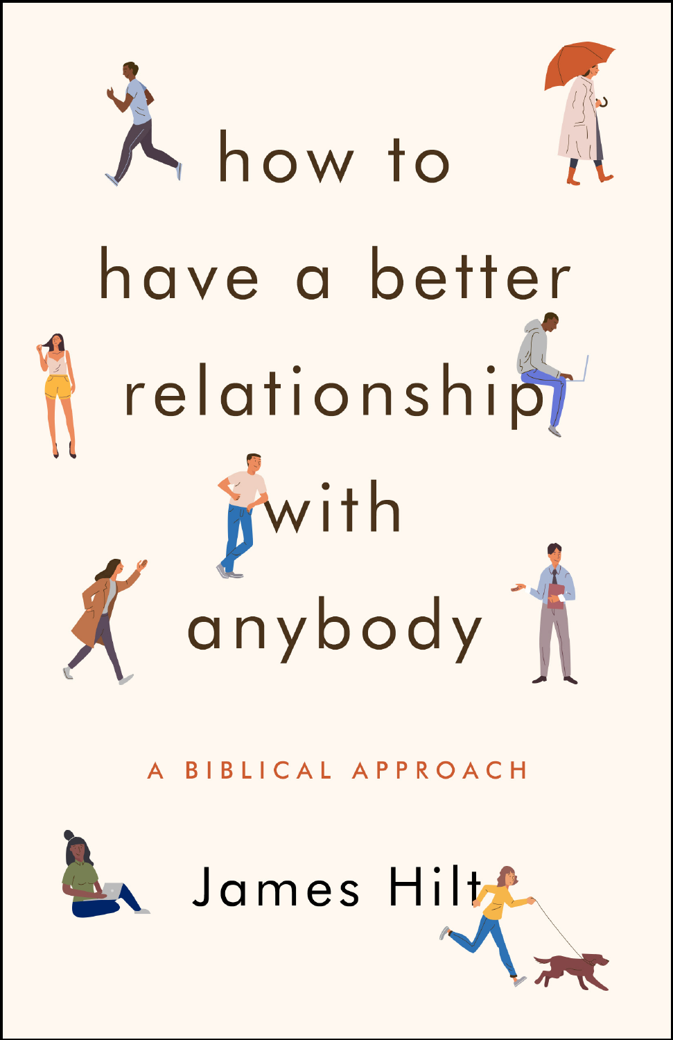# how to have a better relationship with anybody

A BIBLICAL APPROACH

James Hilt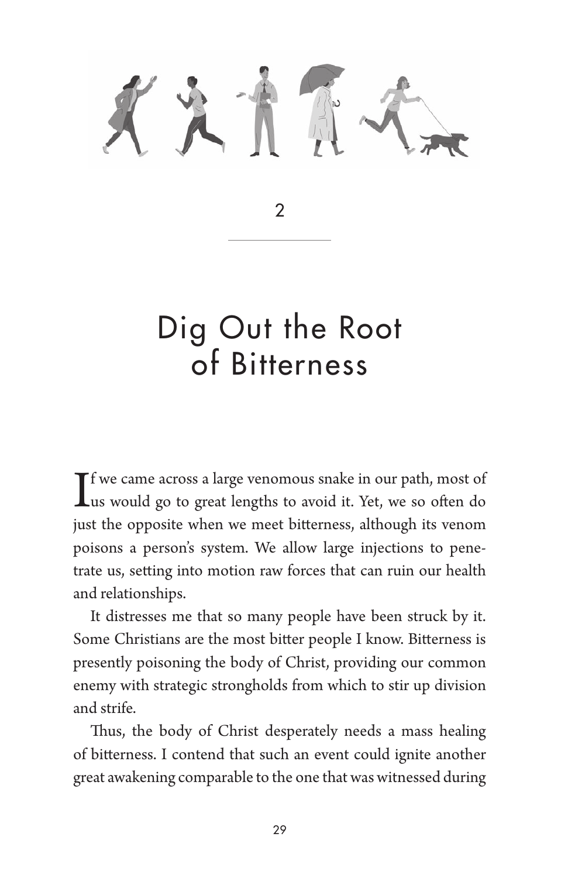2

# Dig Out the Root of Bitterness

If we came across a large venomous snake in our path, most of us would go to great lengths to avoid it. Yet, we so often do just the opposite when we meet bitterness, although its venom poisons a person's system. We allow large injections to penetrate us, setting into motion raw forces that can ruin our health and relationships.

It distresses me that so many people have been struck by it. Some Christians are the most bitter people I know. Bitterness is presently poisoning the body of Christ, providing our common enemy with strategic strongholds from which to stir up division and strife.

Thus, the body of Christ desperately needs a mass healing of bitterness. I contend that such an event could ignite another great awakening comparable to the one that was witnessed during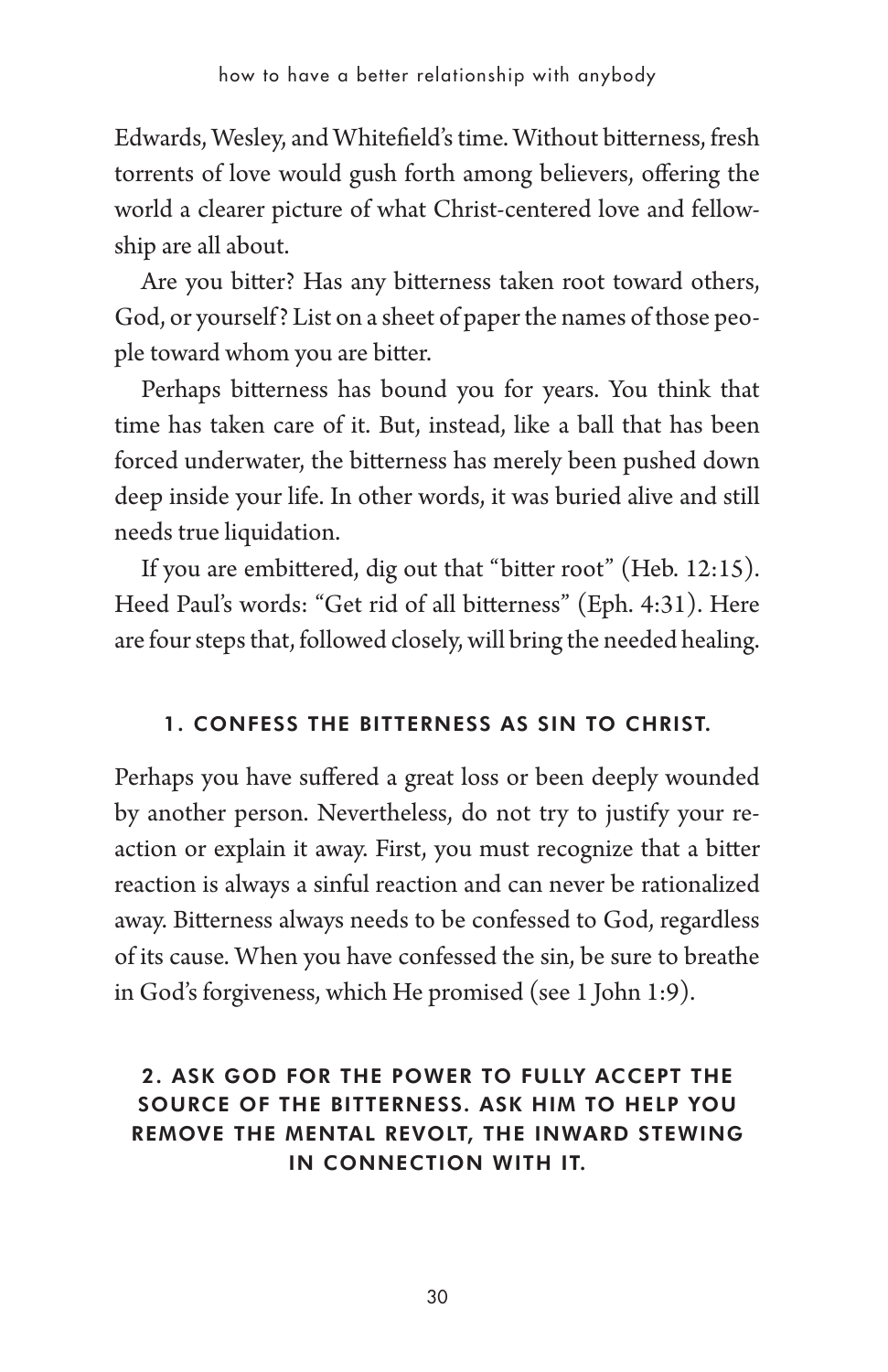Edwards, Wesley, and Whitefield's time. Without bitterness, fresh torrents of love would gush forth among believers, offering the world a clearer picture of what Christ-centered love and fellowship are all about.

Are you bitter? Has any bitterness taken root toward others, God, or yourself? List on a sheet of paper the names of those people toward whom you are bitter.

Perhaps bitterness has bound you for years. You think that time has taken care of it. But, instead, like a ball that has been forced underwater, the bitterness has merely been pushed down deep inside your life. In other words, it was buried alive and still needs true liquidation.

If you are embittered, dig out that "bitter root" (Heb. 12:15). Heed Paul's words: "Get rid of all bitterness" (Eph. 4:31). Here are four steps that, followed closely, will bring the needed healing.

#### 1. CONFESS THE BITTERNESS AS SIN TO CHRIST.

Perhaps you have suffered a great loss or been deeply wounded by another person. Nevertheless, do not try to justify your reaction or explain it away. First, you must recognize that a bitter reaction is always a sinful reaction and can never be rationalized away. Bitterness always needs to be confessed to God, regardless of its cause. When you have confessed the sin, be sure to breathe in God's forgiveness, which He promised (see 1 John 1:9).

#### 2. ASK GOD FOR THE POWER TO FULLY ACCEPT THE SOURCE OF THE BITTERNESS. ASK HIM TO HELP YOU REMOVE THE MENTAL REVOLT, THE INWARD STEWING IN CONNECTION WITH IT.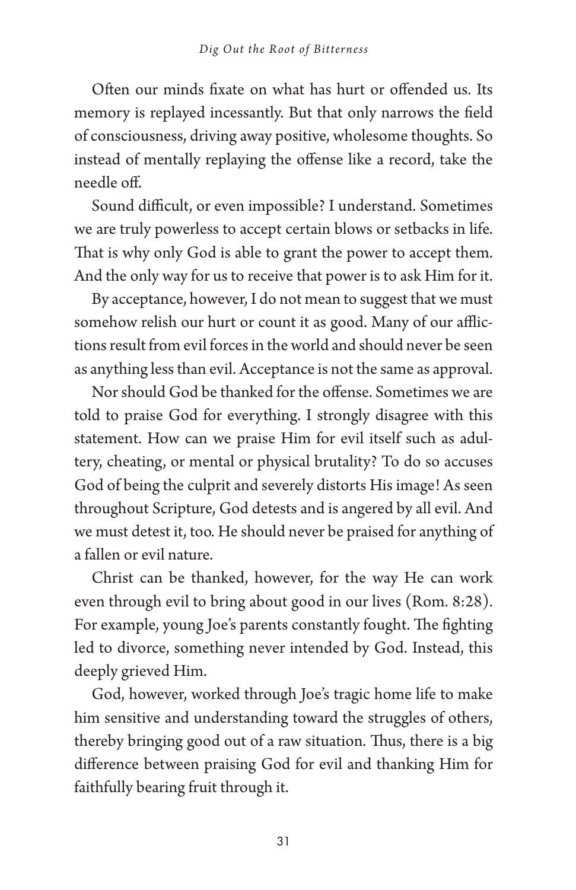Often our minds fixate on what has hurt or offended us. Its memory is replayed incessantly. But that only narrows the field of consciousness, driving away positive, wholesome thoughts. So instead of mentally replaying the offense like a record, take the needle off.

Sound difficult, or even impossible? I understand. Sometimes we are truly powerless to accept certain blows or setbacks in life. That is why only God is able to grant the power to accept them. And the only way for us to receive that power is to ask Him for it.

By acceptance, however, I do not mean to suggest that we must somehow relish our hurt or count it as good. Many of our afflictions result from evil forces in the world and should never be seen as anything less than evil. Acceptance is not the same as approval.

Nor should God be thanked for the offense. Sometimes we are told to praise God for everything. I strongly disagree with this statement. How can we praise Him for evil itself such as adultery, cheating, or mental or physical brutality? To do so accuses God of being the culprit and severely distorts His image! As seen throughout Scripture, God detests and is angered by all evil. And we must detest it, too. He should never be praised for anything of a fallen or evil nature.

Christ can be thanked, however, for the way He can work even through evil to bring about good in our lives (Rom. 8:28). For example, young Joe's parents constantly fought. The fighting led to divorce, something never intended by God. Instead, this deeply grieved Him.

God, however, worked through Joe's tragic home life to make him sensitive and understanding toward the struggles of others, thereby bringing good out of a raw situation. Thus, there is a big difference between praising God for evil and thanking Him for faithfully bearing fruit through it.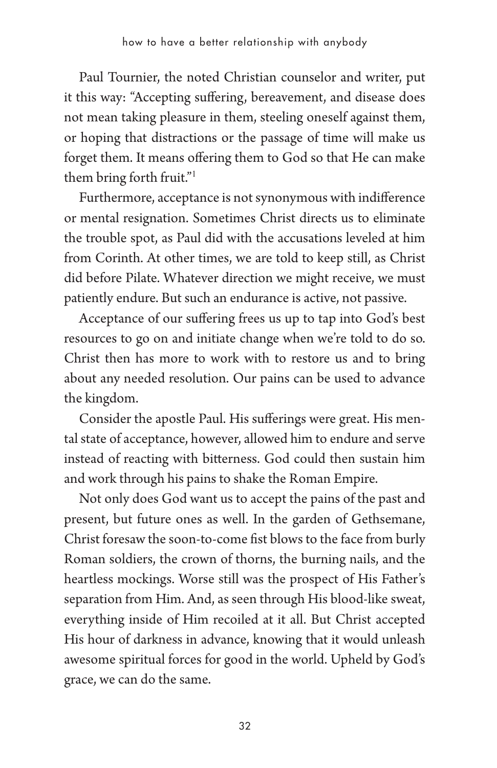Paul Tournier, the noted Christian counselor and writer, put it this way: "Accepting suffering, bereavement, and disease does not mean taking pleasure in them, steeling oneself against them, or hoping that distractions or the passage of time will make us forget them. It means offering them to God so that He can make them bring forth fruit."[1]

Furthermore, acceptance is not synonymous with indifference or mental resignation. Sometimes Christ directs us to eliminate the trouble spot, as Paul did with the accusations leveled at him from Corinth. At other times, we are told to keep still, as Christ did before Pilate. Whatever direction we might receive, we must patiently endure. But such an endurance is active, not passive.

Acceptance of our suffering frees us up to tap into God's best resources to go on and initiate change when we're told to do so. Christ then has more to work with to restore us and to bring about any needed resolution. Our pains can be used to advance the kingdom.

Consider the apostle Paul. His sufferings were great. His mental state of acceptance, however, allowed him to endure and serve instead of reacting with bitterness. God could then sustain him and work through his pains to shake the Roman Empire.

Not only does God want us to accept the pains of the past and present, but future ones as well. In the garden of Gethsemane, Christ foresaw the soon-to-come fist blows to the face from burly Roman soldiers, the crown of thorns, the burning nails, and the heartless mockings. Worse still was the prospect of His Father's separation from Him. And, as seen through His blood-like sweat, everything inside of Him recoiled at it all. But Christ accepted His hour of darkness in advance, knowing that it would unleash awesome spiritual forces for good in the world. Upheld by God's grace, we can do the same.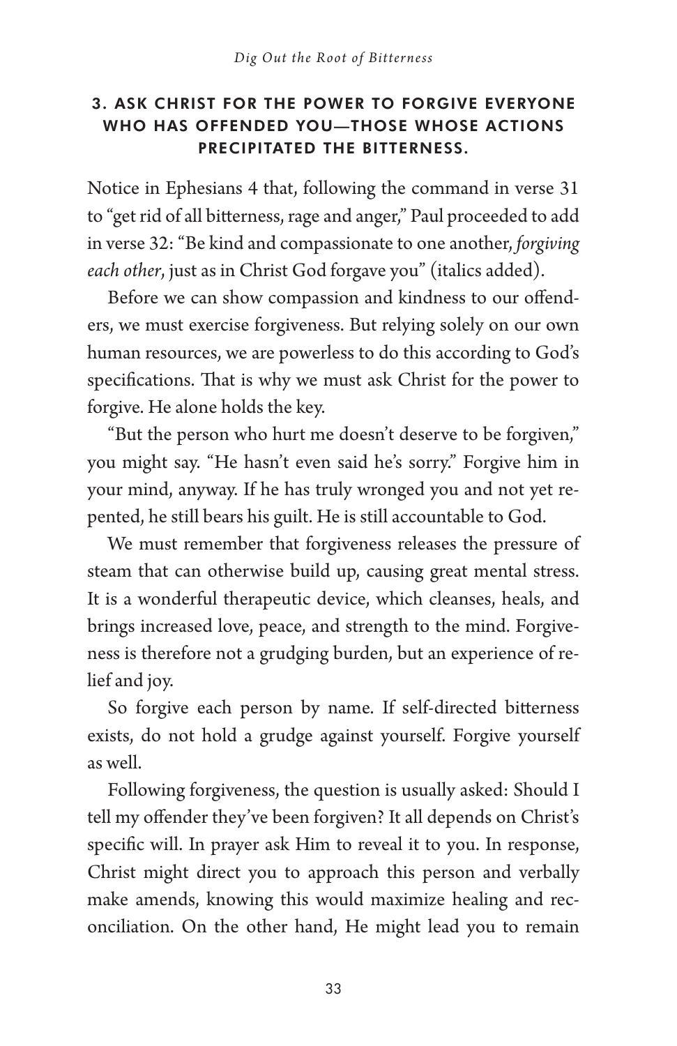### 3. ASK CHRIST FOR THE POWER TO FORGIVE EVERYONE WHO HAS OFFENDED YOU—THOSE WHOSE ACTIONS PRECIPITATED THE BITTERNESS.

Notice in Ephesians 4 that, following the command in verse 31 to "get rid of all bitterness, rage and anger," Paul proceeded to add in verse 32: "Be kind and compassionate to one another, *forgiving each other*, just as in Christ God forgave you" (italics added).

Before we can show compassion and kindness to our offenders, we must exercise forgiveness. But relying solely on our own human resources, we are powerless to do this according to God's specifications. That is why we must ask Christ for the power to forgive. He alone holds the key.

"But the person who hurt me doesn't deserve to be forgiven," you might say. "He hasn't even said he's sorry." Forgive him in your mind, anyway. If he has truly wronged you and not yet repented, he still bears his guilt. He is still accountable to God.

We must remember that forgiveness releases the pressure of steam that can otherwise build up, causing great mental stress. It is a wonderful therapeutic device, which cleanses, heals, and brings increased love, peace, and strength to the mind. Forgiveness is therefore not a grudging burden, but an experience of relief and joy.

So forgive each person by name. If self-directed bitterness exists, do not hold a grudge against yourself. Forgive yourself as well.

Following forgiveness, the question is usually asked: Should I tell my offender they've been forgiven? It all depends on Christ's specific will. In prayer ask Him to reveal it to you. In response, Christ might direct you to approach this person and verbally make amends, knowing this would maximize healing and reconciliation. On the other hand, He might lead you to remain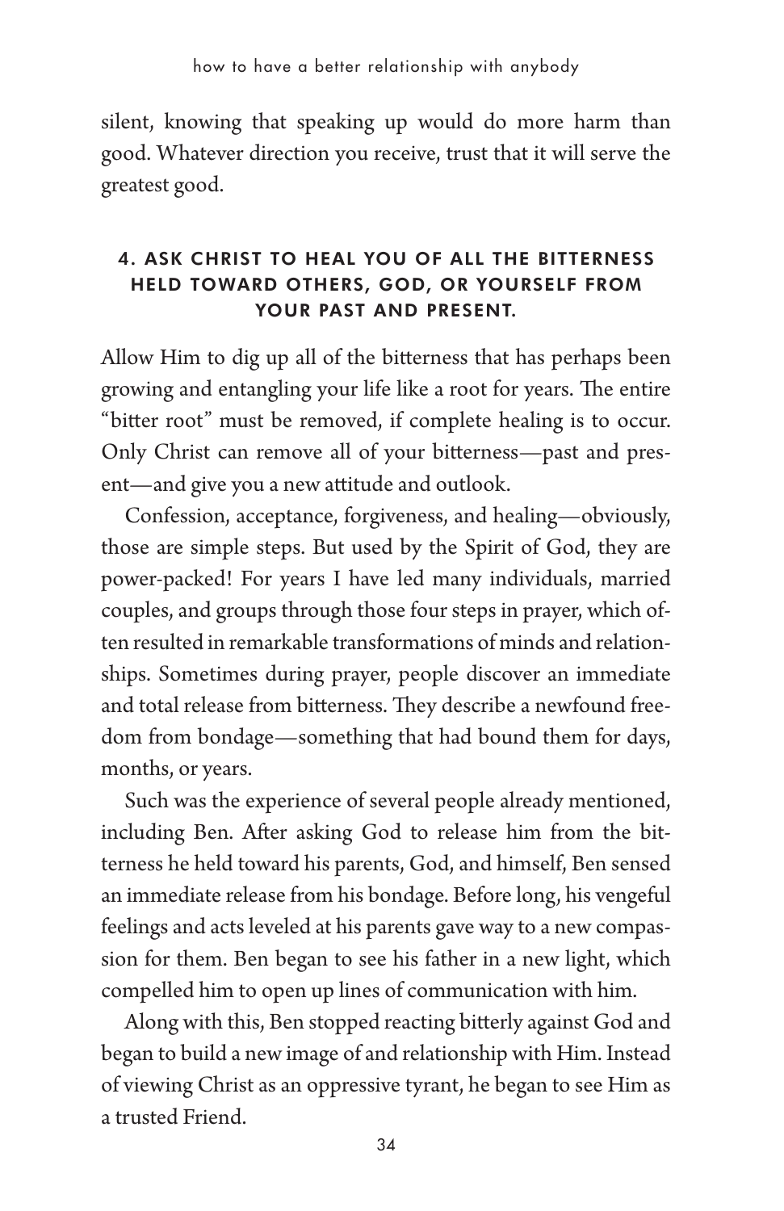silent, knowing that speaking up would do more harm than good. Whatever direction you receive, trust that it will serve the greatest good.

### 4. ASK CHRIST TO HEAL YOU OF ALL THE BITTERNESS HELD TOWARD OTHERS, GOD, OR YOURSELF FROM YOUR PAST AND PRESENT.

Allow Him to dig up all of the bitterness that has perhaps been growing and entangling your life like a root for years. The entire "bitter root" must be removed, if complete healing is to occur. Only Christ can remove all of your bitterness—past and present—and give you a new attitude and outlook.

Confession, acceptance, forgiveness, and healing—obviously, those are simple steps. But used by the Spirit of God, they are power-packed! For years I have led many individuals, married couples, and groups through those four steps in prayer, which often resulted in remarkable transformations of minds and relationships. Sometimes during prayer, people discover an immediate and total release from bitterness. They describe a newfound freedom from bondage—something that had bound them for days, months, or years.

Such was the experience of several people already mentioned, including Ben. After asking God to release him from the bitterness he held toward his parents, God, and himself, Ben sensed an immediate release from his bondage. Before long, his vengeful feelings and acts leveled at his parents gave way to a new compassion for them. Ben began to see his father in a new light, which compelled him to open up lines of communication with him.

Along with this, Ben stopped reacting bitterly against God and began to build a new image of and relationship with Him. Instead of viewing Christ as an oppressive tyrant, he began to see Him as a trusted Friend.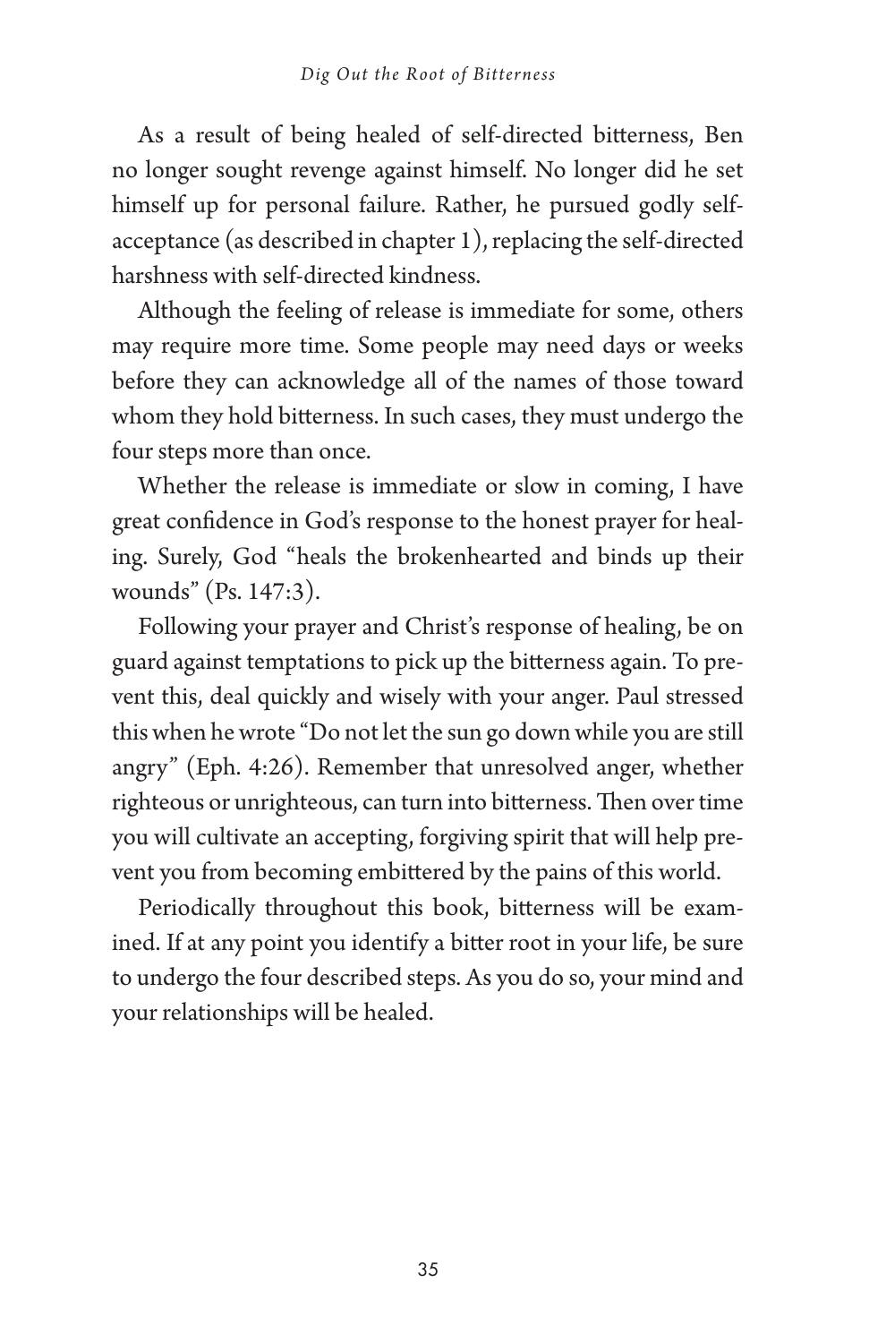As a result of being healed of self-directed bitterness, Ben no longer sought revenge against himself. No longer did he set himself up for personal failure. Rather, he pursued godly self-acceptance (as described in chapter 1), replacing the self-directed harshness with self-directed kindness.

Although the feeling of release is immediate for some, others may require more time. Some people may need days or weeks before they can acknowledge all of the names of those toward whom they hold bitterness. In such cases, they must undergo the four steps more than once.

Whether the release is immediate or slow in coming, I have great confidence in God's response to the honest prayer for healing. Surely, God "heals the brokenhearted and binds up their wounds" (Ps. 147:3).

Following your prayer and Christ's response of healing, be on guard against temptations to pick up the bitterness again. To prevent this, deal quickly and wisely with your anger. Paul stressed this when he wrote "Do not let the sun go down while you are still angry" (Eph. 4:26). Remember that unresolved anger, whether righteous or unrighteous, can turn into bitterness. Then over time you will cultivate an accepting, forgiving spirit that will help prevent you from becoming embittered by the pains of this world.

Periodically throughout this book, bitterness will be examined. If at any point you identify a bitter root in your life, be sure to undergo the four described steps. As you do so, your mind and your relationships will be healed.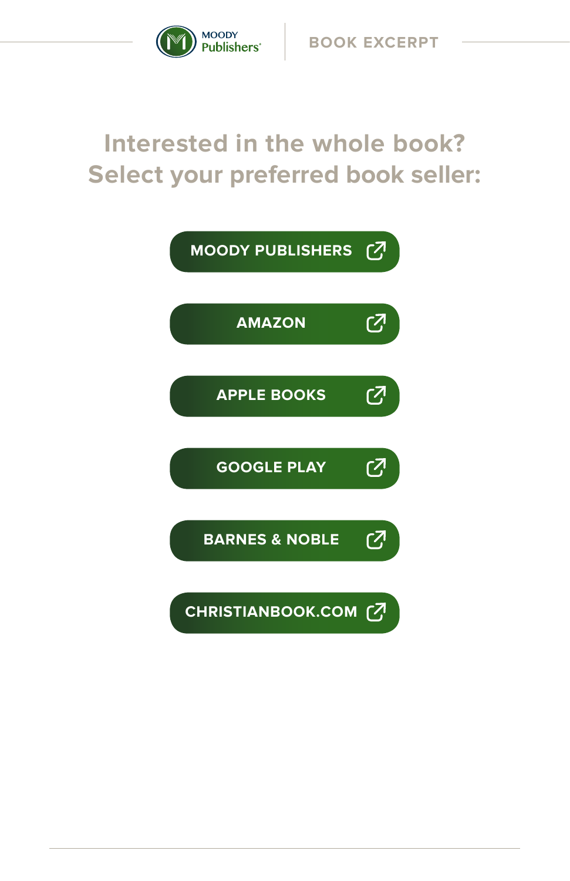MOODY Publishers

BOOK EXCERPT

## Interested in the whole book?
## Select your preferred book seller:

MOODY PUBLISHERS

AMAZON

APPLE BOOKS

GOOGLE PLAY

BARNES & NOBLE

CHRISTIANBOOK.COM